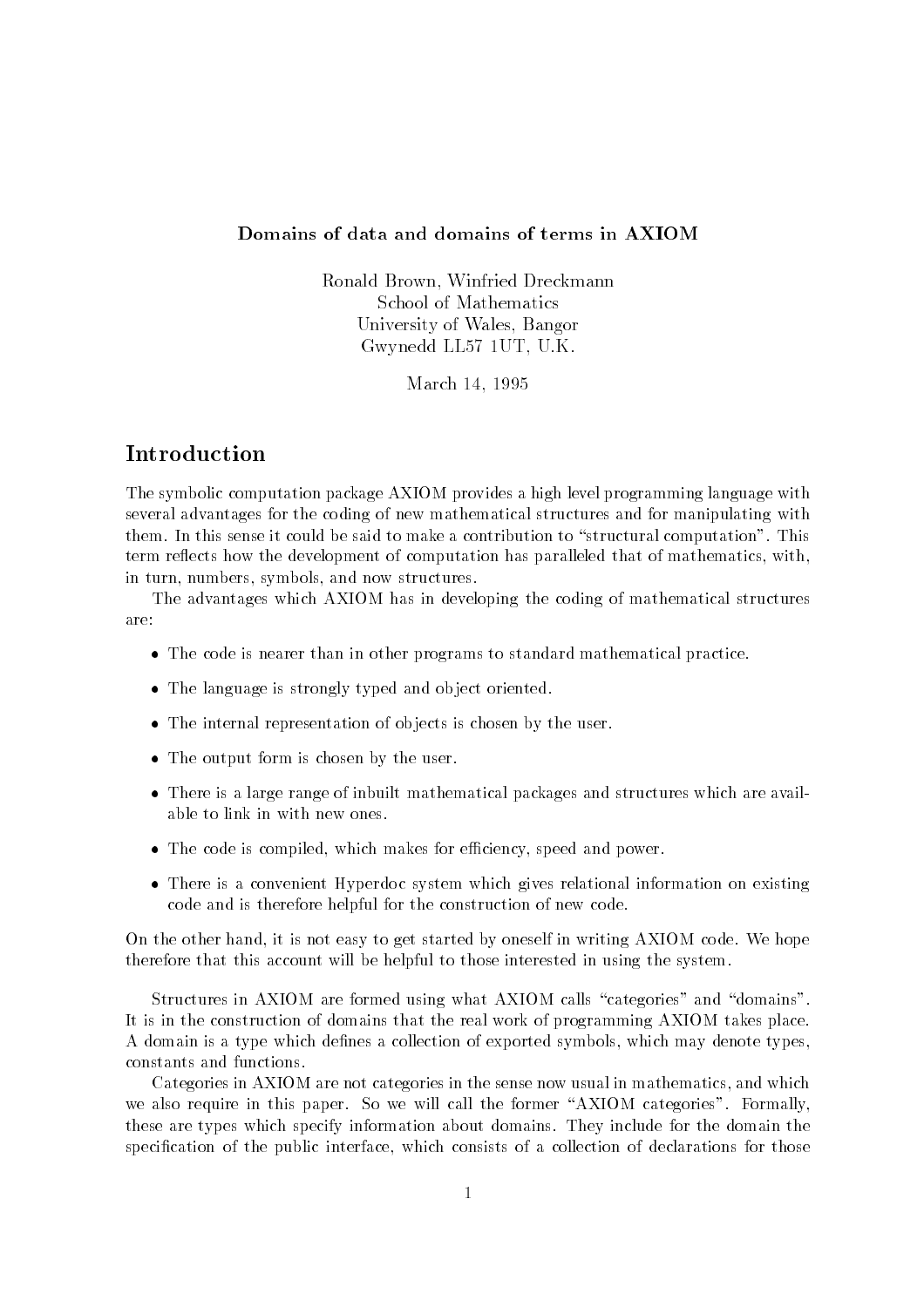# Domains of data and domains of terms in AXIOM

Ronald Brown, Winfried Dreckmann
School of Mathematics
University of Wales, Bangor
Gwynedd LL57 1UT, U.K.

March 14, 1995

## Introduction

The symbolic computation package AXIOM provides a high level programming language with several advantages for the coding of new mathematical structures and for manipulating with them. In this sense it could be said to make a contribution to "structural computation". This term reflects how the development of computation has paralleled that of mathematics, with, in turn, numbers, symbols, and now structures.

The advantages which AXIOM has in developing the coding of mathematical structures are:

- The code is nearer than in other programs to standard mathematical practice.
- The language is strongly typed and object oriented.
- The internal representation of objects is chosen by the user.
- The output form is chosen by the user.
- There is a large range of inbuilt mathematical packages and structures which are available to link in with new ones.
- The code is compiled, which makes for efficiency, speed and power.
- There is a convenient Hyperdoc system which gives relational information on existing code and is therefore helpful for the construction of new code.

On the other hand, it is not easy to get started by oneself in writing AXIOM code. We hope therefore that this account will be helpful to those interested in using the system.

Structures in AXIOM are formed using what AXIOM calls "categories" and "domains". It is in the construction of domains that the real work of programming AXIOM takes place. A domain is a type which defines a collection of exported symbols, which may denote types, constants and functions.

Categories in AXIOM are not categories in the sense now usual in mathematics, and which we also require in this paper. So we will call the former "AXIOM categories". Formally, these are types which specify information about domains. They include for the domain the specification of the public interface, which consists of a collection of declarations for those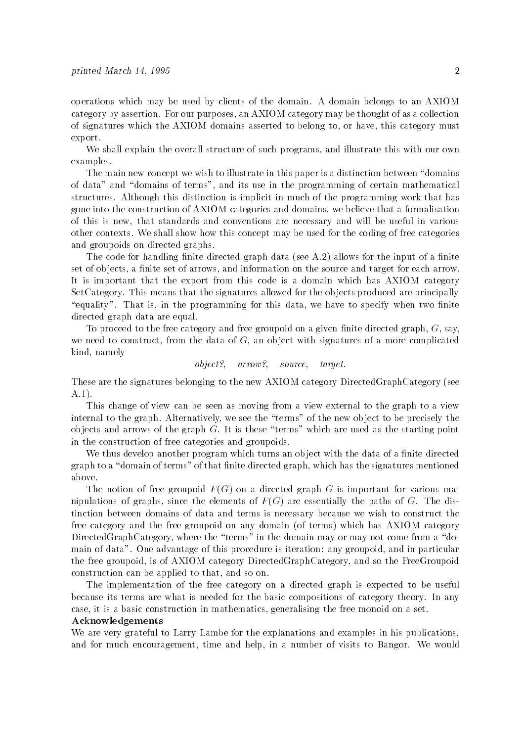operations which may be used by clients of the domain. A domain belongs to an AXIOM category by assertion. For our purposes, an AXIOM category may be thought of as a collection of signatures which the AXIOM domains asserted to belong to, or have, this category must export.

We shall explain the overall structure of such programs, and illustrate this with our own examples.

The main new concept we wish to illustrate in this paper is a distinction between "domains of data" and "domains of terms", and its use in the programming of certain mathematical structures. Although this distinction is implicit in much of the programming work that has gone into the construction of AXIOM categories and domains, we believe that a formalisation of this is new, that standards and conventions are necessary and will be useful in various other contexts. We shall show how this concept may be used for the coding of free categories and groupoids on directed graphs.

The code for handling finite directed graph data (see A.2) allows for the input of a finite set of objects, a finite set of arrows, and information on the source and target for each arrow. It is important that the export from this code is a domain which has AXIOM category SetCategory. This means that the signatures allowed for the objects produced are principally "equality". That is, in the programming for this data, we have to specify when two finite directed graph data are equal.

To proceed to the free category and free groupoid on a given finite directed graph, $G$, say, we need to construct, from the data of $G$, an object with signatures of a more complicated kind, namely

*object?*, *arrow?*, *source*, *target*.

These are the signatures belonging to the new AXIOM category DirectedGraphCategory (see A.1).

This change of view can be seen as moving from a view external to the graph to a view internal to the graph. Alternatively, we see the "terms" of the new object to be precisely the objects and arrows of the graph $G$. It is these "terms" which are used as the starting point in the construction of free categories and groupoids.

We thus develop another program which turns an object with the data of a finite directed graph to a "domain of terms" of that finite directed graph, which has the signatures mentioned above.

The notion of free groupoid $F(G)$ on a directed graph $G$ is important for various manipulations of graphs, since the elements of $F(G)$ are essentially the paths of $G$. The distinction between domains of data and terms is necessary because we wish to construct the free category and the free groupoid on any domain (of terms) which has AXIOM category DirectedGraphCategory, where the "terms" in the domain may or may not come from a "domain of data". One advantage of this procedure is iteration: any groupoid, and in particular the free groupoid, is of AXIOM category DirectedGraphCategory, and so the FreeGroupoid construction can be applied to that, and so on.

The implementation of the free category on a directed graph is expected to be useful because its terms are what is needed for the basic compositions of category theory. In any case, it is a basic construction in mathematics, generalising the free monoid on a set.

**Acknowledgements**

We are very grateful to Larry Lambe for the explanations and examples in his publications, and for much encouragement, time and help, in a number of visits to Bangor. We would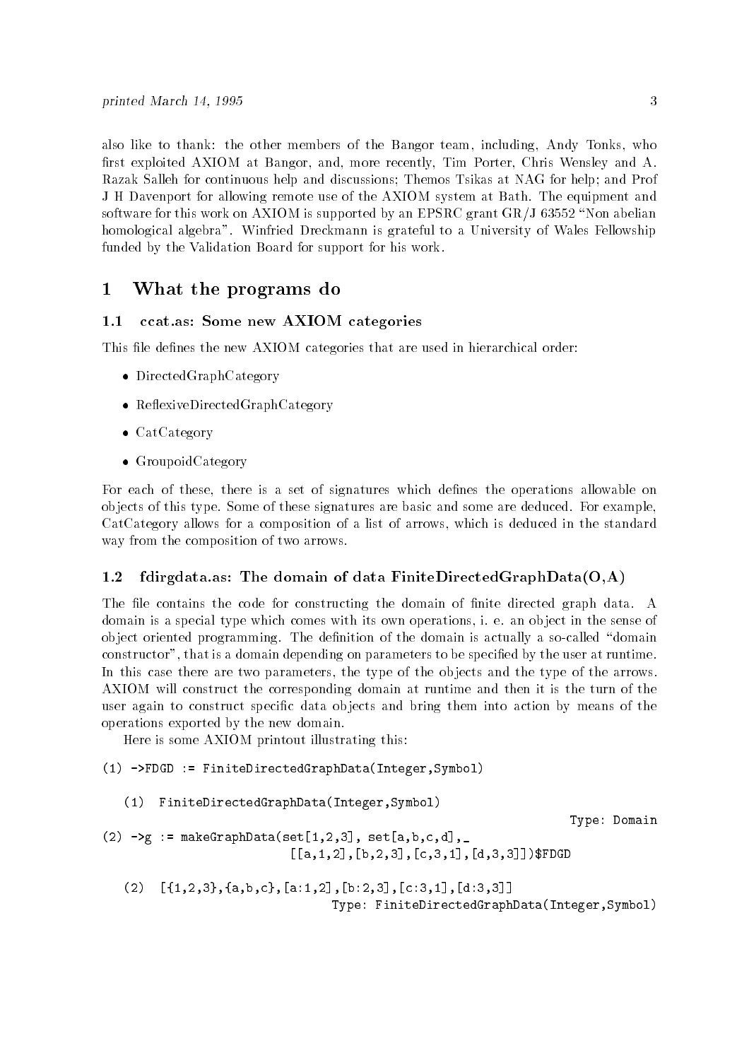also like to thank: the other members of the Bangor team, including, Andy Tonks, who first exploited AXIOM at Bangor, and, more recently, Tim Porter, Chris Wensley and A. Razak Salleh for continuous help and discussions; Themos Tsikas at NAG for help; and Prof J H Davenport for allowing remote use of the AXIOM system at Bath. The equipment and software for this work on AXIOM is supported by an EPSRC grant GR/J 63552 "Non abelian homological algebra". Winfried Dreckmann is grateful to a University of Wales Fellowship funded by the Validation Board for support for his work.

# 1 What the programs do

## 1.1 ccat.as: Some new AXIOM categories

This file defines the new AXIOM categories that are used in hierarchical order:

- DirectedGraphCategory
- ReflexiveDirectedGraphCategory
- CatCategory
- GroupoidCategory

For each of these, there is a set of signatures which defines the operations allowable on objects of this type. Some of these signatures are basic and some are deduced. For example, CatCategory allows for a composition of a list of arrows, which is deduced in the standard way from the composition of two arrows.

## 1.2 fdirgdata.as: The domain of data FiniteDirectedGraphData(O,A)

The file contains the code for constructing the domain of finite directed graph data. A domain is a special type which comes with its own operations, i. e. an object in the sense of object oriented programming. The definition of the domain is actually a so-called "domain constructor", that is a domain depending on parameters to be specified by the user at runtime. In this case there are two parameters, the type of the objects and the type of the arrows. AXIOM will construct the corresponding domain at runtime and then it is the turn of the user again to construct specific data objects and bring them into action by means of the operations exported by the new domain.

Here is some AXIOM printout illustrating this:

```
(1) ->FDGD := FiniteDirectedGraphData(Integer,Symbol)

   (1)  FiniteDirectedGraphData(Integer,Symbol)
                                                          Type: Domain
(2) ->g := makeGraphData(set[1,2,3], set[a,b,c,d],_
                         [[a,1,2],[b,2,3],[c,3,1],[d,3,3]])$FDGD

   (2)  [{1,2,3},{a,b,c},[a:1,2],[b:2,3],[c:3,1],[d:3,3]]
                              Type: FiniteDirectedGraphData(Integer,Symbol)
```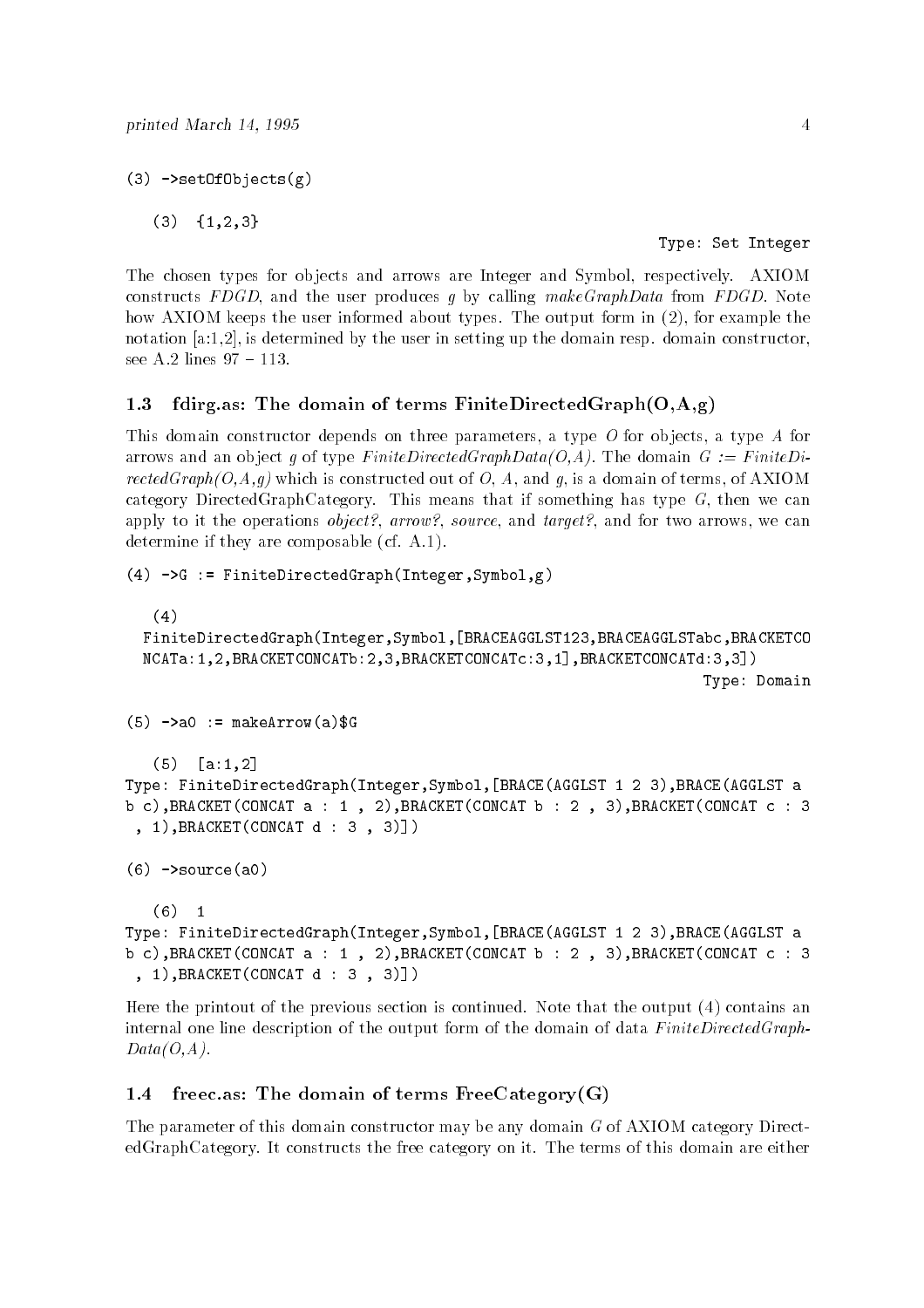```
(3) ->setOfObjects(g)

   (3)  {1,2,3}
                                                    Type: Set Integer
```

The chosen types for objects and arrows are Integer and Symbol, respectively. AXIOM constructs *FDGD*, and the user produces *g* by calling *makeGraphData* from *FDGD*. Note how AXIOM keeps the user informed about types. The output form in (2), for example the notation [a:1,2], is determined by the user in setting up the domain resp. domain constructor, see A.2 lines 97 – 113.

### 1.3 fdirg.as: The domain of terms FiniteDirectedGraph(O,A,g)

This domain constructor depends on three parameters, a type *O* for objects, a type *A* for arrows and an object *g* of type *FiniteDirectedGraphData(O,A)*. The domain *G := FiniteDirectedGraph(O,A,g)* which is constructed out of *O*, *A*, and *g*, is a domain of terms, of AXIOM category DirectedGraphCategory. This means that if something has type *G*, then we can apply to it the operations *object?*, *arrow?*, *source*, and *target?*, and for two arrows, we can determine if they are composable (cf. A.1).

```
(4) ->G := FiniteDirectedGraph(Integer,Symbol,g)

   (4)
  FiniteDirectedGraph(Integer,Symbol,[BRACEAGGLST123,BRACEAGGLSTabc,BRACKETCO
  NCATa:1,2,BRACKETCONCATb:2,3,BRACKETCONCATc:3,1],BRACKETCONCATd:3,3])
                                                         Type: Domain

(5) ->a0 := makeArrow(a)$G

   (5)  [a:1,2]
Type: FiniteDirectedGraph(Integer,Symbol,[BRACE(AGGLST 1 2 3),BRACE(AGGLST a
b c),BRACKET(CONCAT a : 1 , 2),BRACKET(CONCAT b : 2 , 3),BRACKET(CONCAT c : 3
 , 1),BRACKET(CONCAT d : 3 , 3)])

(6) ->source(a0)

   (6)  1
Type: FiniteDirectedGraph(Integer,Symbol,[BRACE(AGGLST 1 2 3),BRACE(AGGLST a
b c),BRACKET(CONCAT a : 1 , 2),BRACKET(CONCAT b : 2 , 3),BRACKET(CONCAT c : 3
 , 1),BRACKET(CONCAT d : 3 , 3)])
```

Here the printout of the previous section is continued. Note that the output (4) contains an internal one line description of the output form of the domain of data *FiniteDirectedGraphData(O,A)*.

### 1.4 freec.as: The domain of terms FreeCategory(G)

The parameter of this domain constructor may be any domain *G* of AXIOM category DirectedGraphCategory. It constructs the free category on it. The terms of this domain are either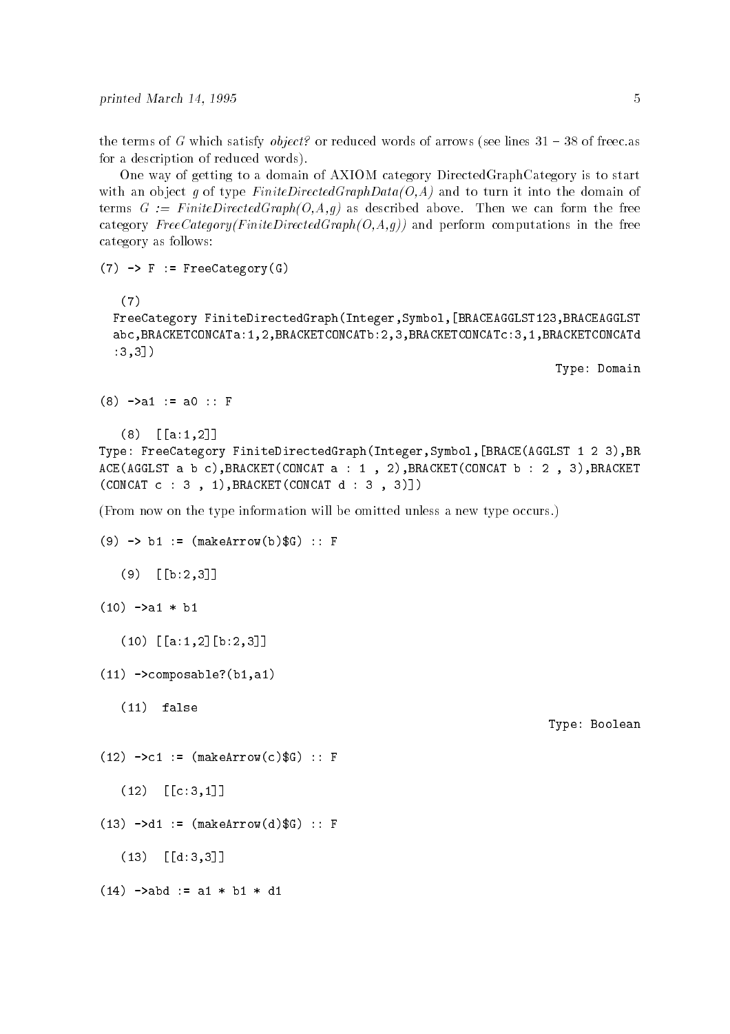the terms of $G$ which satisfy *object?* or reduced words of arrows (see lines 31 – 38 of freec.as for a description of reduced words).

One way of getting to a domain of AXIOM category DirectedGraphCategory is to start with an object $g$ of type *FiniteDirectedGraphData(O,A)* and to turn it into the domain of terms $G$ := *FiniteDirectedGraph(O,A,g)* as described above. Then we can form the free category *FreeCategory(FiniteDirectedGraph(O,A,g))* and perform computations in the free category as follows:

```
(7) -> F := FreeCategory(G)

   (7)
  FreeCategory FiniteDirectedGraph(Integer,Symbol,[BRACEAGGLST123,BRACEAGGLST
  abc,BRACKETCONCATa:1,2,BRACKETCONCATb:2,3,BRACKETCONCATc:3,1,BRACKETCONCATd
  :3,3])
                                                                Type: Domain

(8) ->a1 := a0 :: F

   (8)  [[a:1,2]]
Type: FreeCategory FiniteDirectedGraph(Integer,Symbol,[BRACE(AGGLST 1 2 3),BR
ACE(AGGLST a b c),BRACKET(CONCAT a : 1 , 2),BRACKET(CONCAT b : 2 , 3),BRACKET
(CONCAT c : 3 , 1),BRACKET(CONCAT d : 3 , 3)])
```

(From now on the type information will be omitted unless a new type occurs.)

```
(9) -> b1 := (makeArrow(b)$G) :: F

   (9)  [[b:2,3]]

(10) ->a1 * b1

   (10) [[a:1,2][b:2,3]]

(11) ->composable?(b1,a1)

   (11)  false
                                                               Type: Boolean

(12) ->c1 := (makeArrow(c)$G) :: F

   (12)  [[c:3,1]]

(13) ->d1 := (makeArrow(d)$G) :: F

   (13)  [[d:3,3]]

(14) ->abd := a1 * b1 * d1
```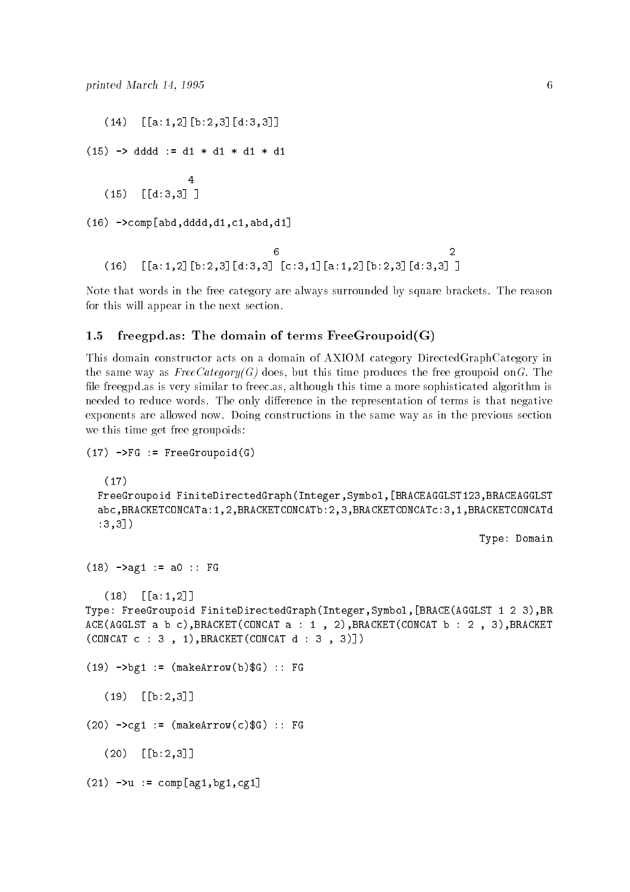```
   (14)  [[a:1,2][b:2,3][d:3,3]]

(15) -> dddd := d1 * d1 * d1 * d1

                  4
   (15)  [[d:3,3] ]

(16) ->comp[abd,dddd,d1,c1,abd,d1]

                                  6                              2
   (16)  [[a:1,2][b:2,3][d:3,3] [c:3,1][a:1,2][b:2,3][d:3,3] ]
```

Note that words in the free category are always surrounded by square brackets. The reason for this will appear in the next section.

### 1.5 freegpd.as: The domain of terms FreeGroupoid(G)

This domain constructor acts on a domain of AXIOM category DirectedGraphCategory in the same way as *FreeCategory(G)* does, but this time produces the free groupoid on$G$. The file freegpd.as is very similar to freec.as, although this time a more sophisticated algorithm is needed to reduce words. The only difference in the representation of terms is that negative exponents are allowed now. Doing constructions in the same way as in the previous section we this time get free groupoids:

```
(17) ->FG := FreeGroupoid(G)

   (17)
  FreeGroupoid FiniteDirectedGraph(Integer,Symbol,[BRACEAGGLST123,BRACEAGGLST
  abc,BRACKETCONCATa:1,2,BRACKETCONCATb:2,3,BRACKETCONCATc:3,1,BRACKETCONCATd
  :3,3])
                                                                 Type: Domain

(18) ->ag1 := a0 :: FG

   (18)  [[a:1,2]]
Type: FreeGroupoid FiniteDirectedGraph(Integer,Symbol,[BRACE(AGGLST 1 2 3),BR
ACE(AGGLST a b c),BRACKET(CONCAT a : 1 , 2),BRACKET(CONCAT b : 2 , 3),BRACKET
(CONCAT c : 3 , 1),BRACKET(CONCAT d : 3 , 3)])

(19) ->bg1 := (makeArrow(b)$G) :: FG

   (19)  [[b:2,3]]

(20) ->cg1 := (makeArrow(c)$G) :: FG

   (20)  [[b:2,3]]

(21) ->u := comp[ag1,bg1,cg1]
```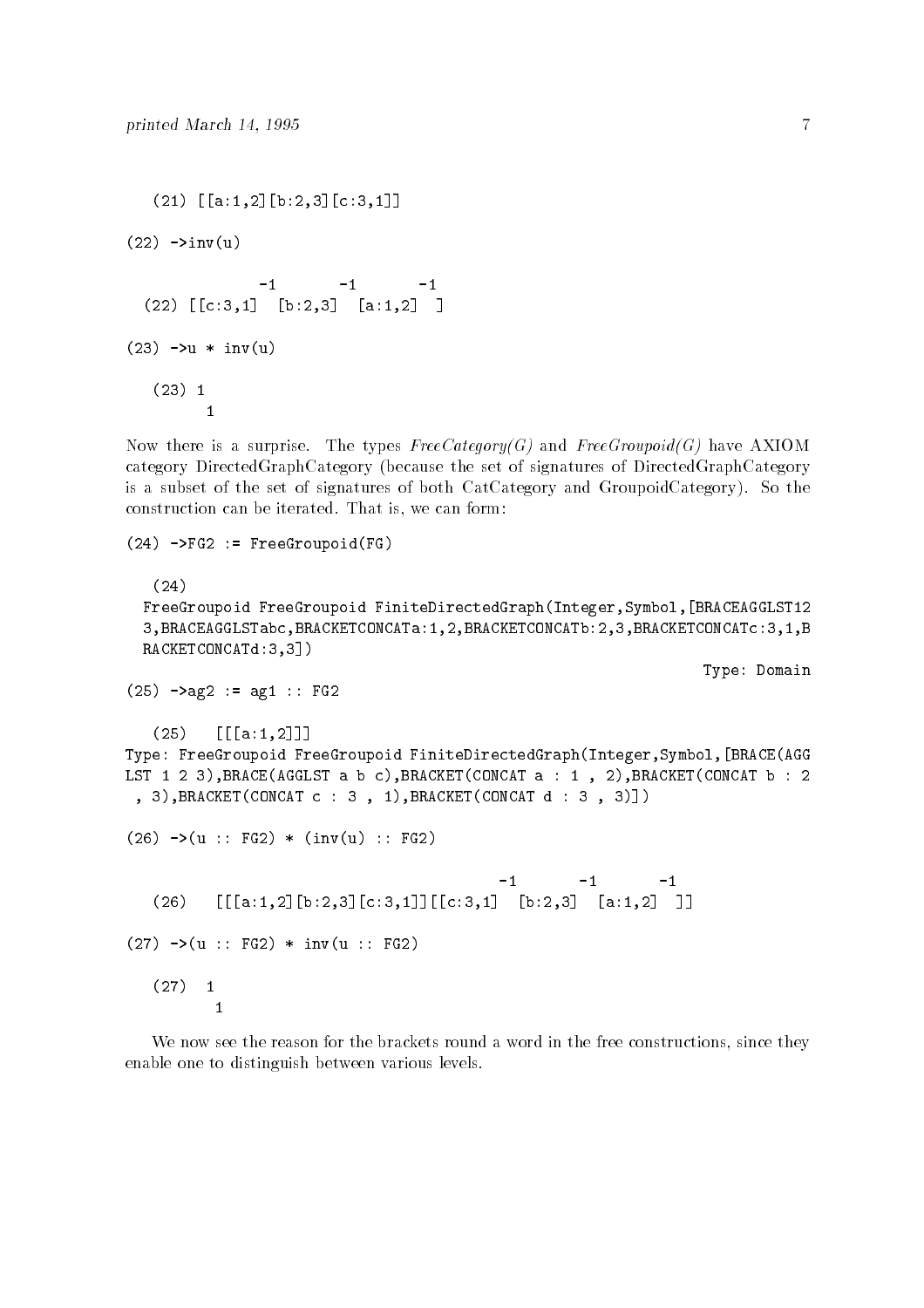```
   (21) [[a:1,2][b:2,3][c:3,1]]

(22) ->inv(u)

                -1       -1       -1
  (22) [[c:3,1]   [b:2,3]   [a:1,2]   ]

(23) ->u * inv(u)

   (23) 1
         1
```

Now there is a surprise. The types *FreeCategory(G)* and *FreeGroupoid(G)* have AXIOM category DirectedGraphCategory (because the set of signatures of DirectedGraphCategory is a subset of the set of signatures of both CatCategory and GroupoidCategory). So the construction can be iterated. That is, we can form:

```
(24) ->FG2 := FreeGroupoid(FG)

   (24)
  FreeGroupoid FreeGroupoid FiniteDirectedGraph(Integer,Symbol,[BRACEAGGLST12
  3,BRACEAGGLSTabc,BRACKETCONCATa:1,2,BRACKETCONCATb:2,3,BRACKETCONCATc:3,1,B
  RACKETCONCATd:3,3])
                                                                 Type: Domain
(25) ->ag2 := ag1 :: FG2

   (25)   [[[a:1,2]]]
Type: FreeGroupoid FreeGroupoid FiniteDirectedGraph(Integer,Symbol,[BRACE(AGG
LST 1 2 3),BRACE(AGGLST a b c),BRACKET(CONCAT a : 1 , 2),BRACKET(CONCAT b : 2
 , 3),BRACKET(CONCAT c : 3 , 1),BRACKET(CONCAT d : 3 , 3)])

(26) ->(u :: FG2) * (inv(u) :: FG2)

                                          -1       -1       -1
   (26)   [[[a:1,2][b:2,3][c:3,1]][[c:3,1]   [b:2,3]   [a:1,2]   ]]

(27) ->(u :: FG2) * inv(u :: FG2)

   (27)  1
          1
```

We now see the reason for the brackets round a word in the free constructions, since they enable one to distinguish between various levels.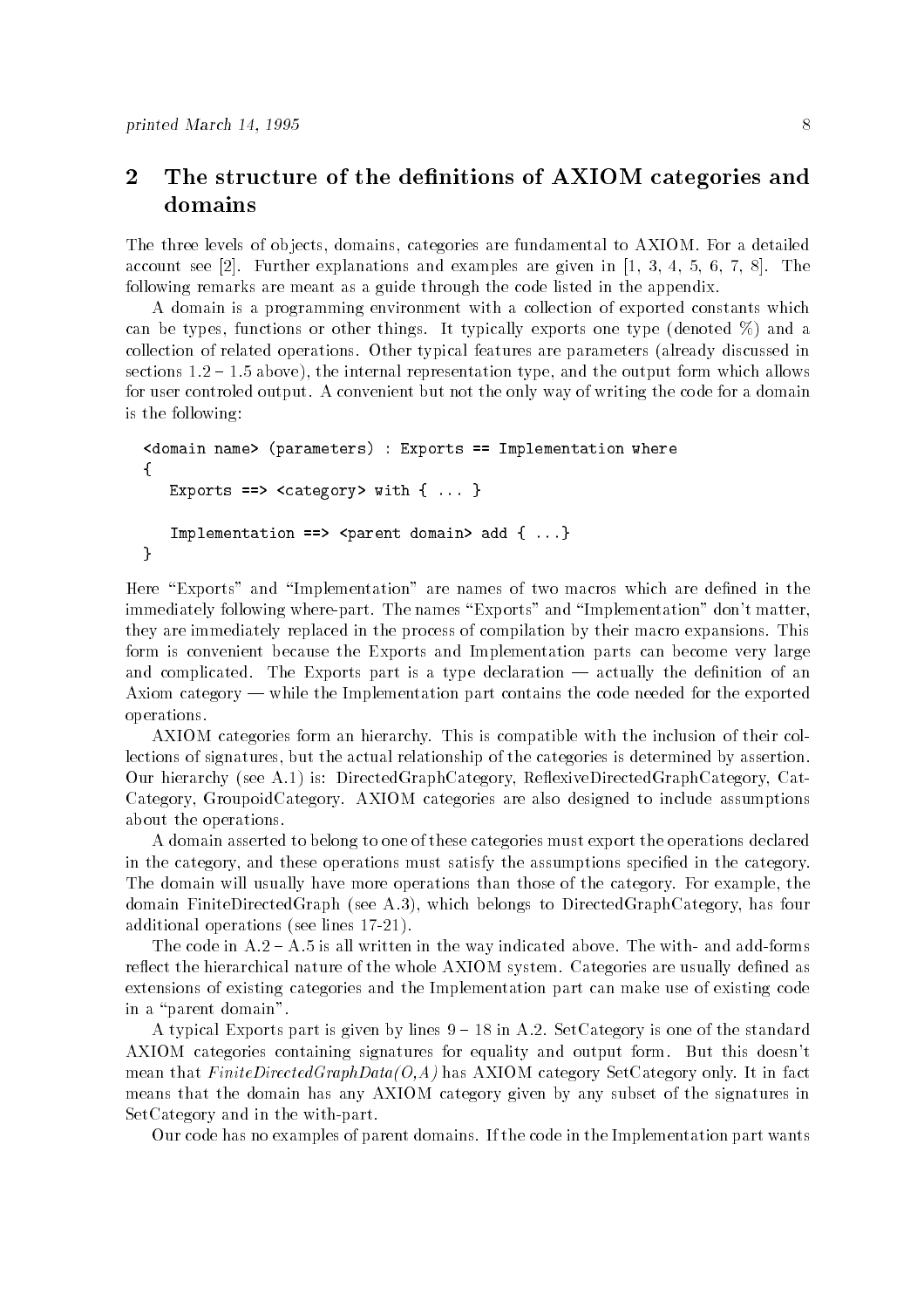## 2 The structure of the definitions of AXIOM categories and domains

The three levels of objects, domains, categories are fundamental to AXIOM. For a detailed account see [2]. Further explanations and examples are given in [1, 3, 4, 5, 6, 7, 8]. The following remarks are meant as a guide through the code listed in the appendix.

A domain is a programming environment with a collection of exported constants which can be types, functions or other things. It typically exports one type (denoted %) and a collection of related operations. Other typical features are parameters (already discussed in sections 1.2 – 1.5 above), the internal representation type, and the output form which allows for user controled output. A convenient but not the only way of writing the code for a domain is the following:

```
<domain name> (parameters) : Exports == Implementation where
{
    Exports ==> <category> with { ... }

    Implementation ==> <parent domain> add { ...}
}
```

Here "Exports" and "Implementation" are names of two macros which are defined in the immediately following where-part. The names "Exports" and "Implementation" don't matter, they are immediately replaced in the process of compilation by their macro expansions. This form is convenient because the Exports and Implementation parts can become very large and complicated. The Exports part is a type declaration — actually the definition of an Axiom category — while the Implementation part contains the code needed for the exported operations.

AXIOM categories form an hierarchy. This is compatible with the inclusion of their collections of signatures, but the actual relationship of the categories is determined by assertion. Our hierarchy (see A.1) is: DirectedGraphCategory, ReflexiveDirectedGraphCategory, CatCategory, GroupoidCategory. AXIOM categories are also designed to include assumptions about the operations.

A domain asserted to belong to one of these categories must export the operations declared in the category, and these operations must satisfy the assumptions specified in the category. The domain will usually have more operations than those of the category. For example, the domain FiniteDirectedGraph (see A.3), which belongs to DirectedGraphCategory, has four additional operations (see lines 17-21).

The code in A.2 – A.5 is all written in the way indicated above. The with- and add-forms reflect the hierarchical nature of the whole AXIOM system. Categories are usually defined as extensions of existing categories and the Implementation part can make use of existing code in a "parent domain".

A typical Exports part is given by lines 9 – 18 in A.2. SetCategory is one of the standard AXIOM categories containing signatures for equality and output form. But this doesn't mean that *FiniteDirectedGraphData(O,A)* has AXIOM category SetCategory only. It in fact means that the domain has any AXIOM category given by any subset of the signatures in SetCategory and in the with-part.

Our code has no examples of parent domains. If the code in the Implementation part wants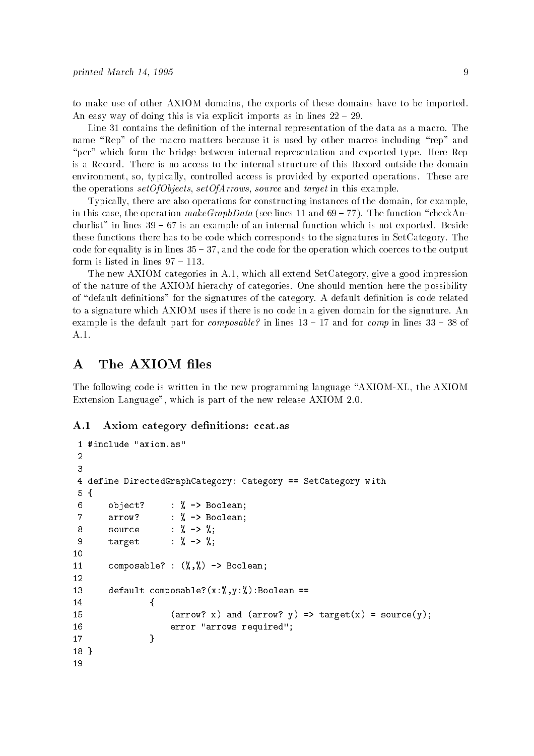to make use of other AXIOM domains, the exports of these domains have to be imported. An easy way of doing this is via explicit imports as in lines 22 – 29.

Line 31 contains the definition of the internal representation of the data as a macro. The name "Rep" of the macro matters because it is used by other macros including "rep" and "per" which form the bridge between internal representation and exported type. Here Rep is a Record. There is no access to the internal structure of this Record outside the domain environment, so, typically, controlled access is provided by exported operations. These are the operations *setOfObjects*, *setOfArrows*, *source* and *target* in this example.

Typically, there are also operations for constructing instances of the domain, for example, in this case, the operation *makeGraphData* (see lines 11 and 69 – 77). The function "checkAnchorlist" in lines 39 – 67 is an example of an internal function which is not exported. Beside these functions there has to be code which corresponds to the signatures in SetCategory. The code for equality is in lines 35 – 37, and the code for the operation which coerces to the output form is listed in lines 97 – 113.

The new AXIOM categories in A.1, which all extend SetCategory, give a good impression of the nature of the AXIOM hierachy of categories. One should mention here the possibility of "default definitions" for the signatures of the category. A default definition is code related to a signature which AXIOM uses if there is no code in a given domain for the signuture. An example is the default part for *composable?* in lines 13 – 17 and for *comp* in lines 33 – 38 of A.1.

# A The AXIOM files

The following code is written in the new programming language "AXIOM-XL, the AXIOM Extension Language", which is part of the new release AXIOM 2.0.

## A.1 Axiom category definitions: ccat.as

```
 1 #include "axiom.as"
 2
 3
 4 define DirectedGraphCategory: Category == SetCategory with
 5 {
 6     object?     : % -> Boolean;
 7     arrow?      : % -> Boolean;
 8     source      : % -> %;
 9     target      : % -> %;
10
11     composable? : (%,%) -> Boolean;
12
13     default composable?(x:%,y:%):Boolean ==
14             {
15                 (arrow? x) and (arrow? y) => target(x) = source(y);
16                 error "arrows required";
17             }
18 }
19
```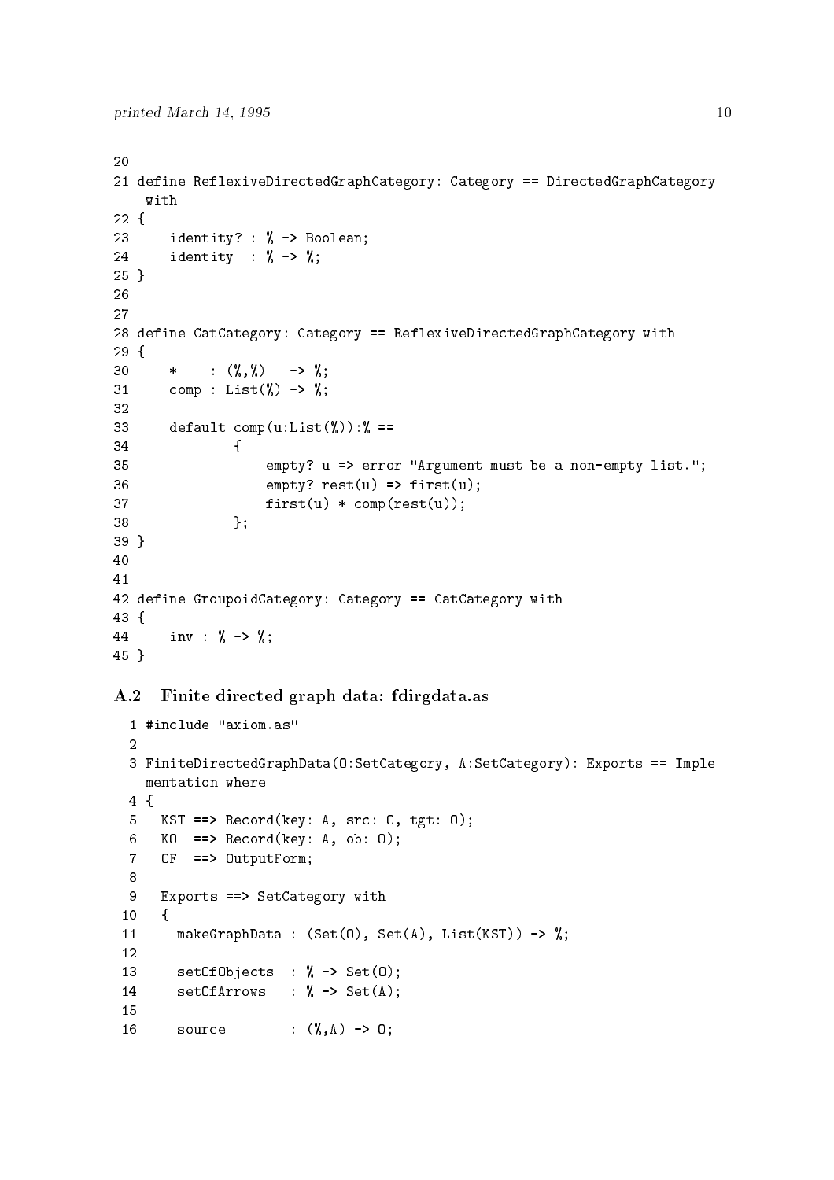```
20
21 define ReflexiveDirectedGraphCategory: Category == DirectedGraphCategory
   with
22 {
23     identity? : % -> Boolean;
24     identity  : % -> %;
25 }
26
27
28 define CatCategory: Category == ReflexiveDirectedGraphCategory with
29 {
30     *    : (%,%)   -> %;
31     comp : List(%) -> %;
32
33     default comp(u:List(%)):% ==
34             {
35                 empty? u => error "Argument must be a non-empty list.";
36                 empty? rest(u) => first(u);
37                 first(u) * comp(rest(u));
38             };
39 }
40
41
42 define GroupoidCategory: Category == CatCategory with
43 {
44     inv : % -> %;
45 }
```

### A.2 Finite directed graph data: fdirgdata.as

```
 1 #include "axiom.as"
 2
 3 FiniteDirectedGraphData(O:SetCategory, A:SetCategory): Exports == Imple
   mentation where
 4 {
 5   KST ==> Record(key: A, src: O, tgt: O);
 6   KO  ==> Record(key: A, ob: O);
 7   OF  ==> OutputForm;
 8
 9   Exports ==> SetCategory with
10   {
11     makeGraphData : (Set(O), Set(A), List(KST)) -> %;
12
13     setOfObjects  : % -> Set(O);
14     setOfArrows   : % -> Set(A);
15
16     source        : (%,A) -> O;
```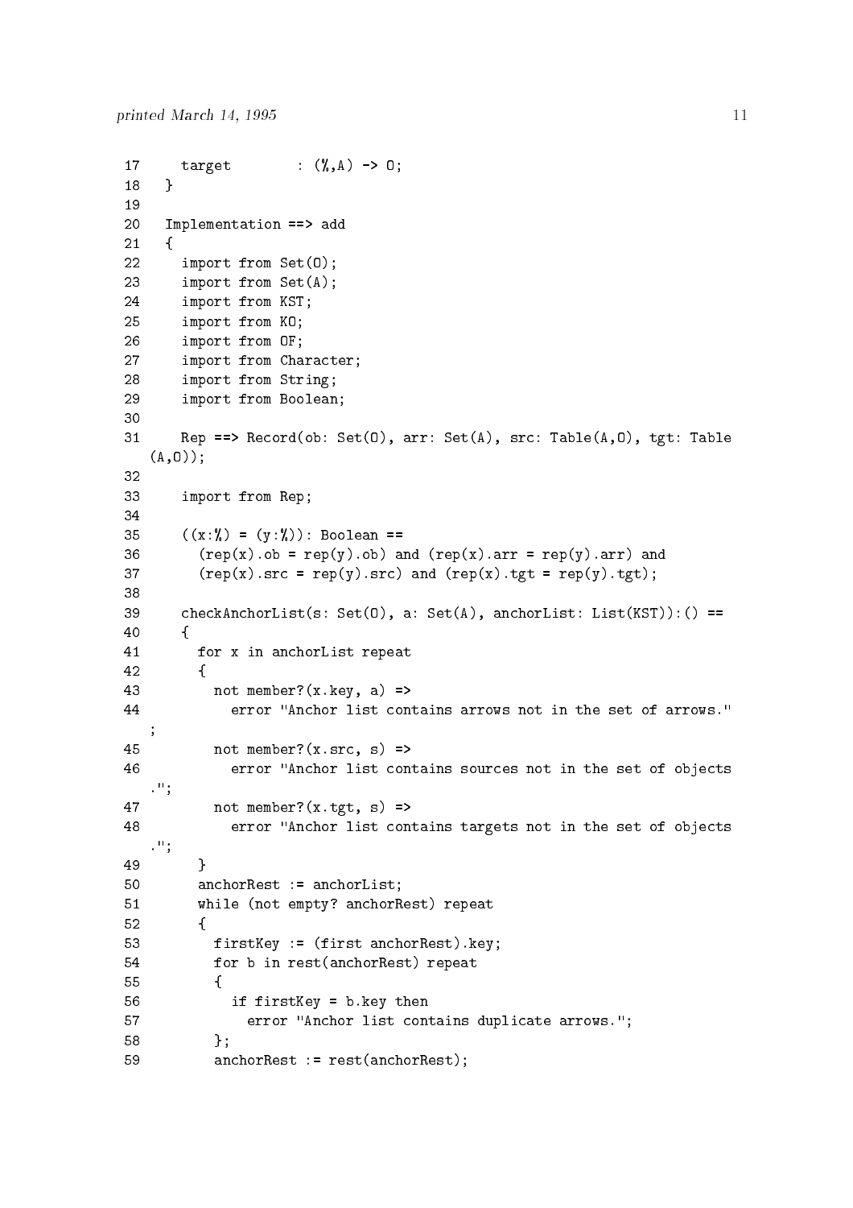```
17     target        : (%,A) -> O;
18   }
19
20   Implementation ==> add
21   {
22     import from Set(O);
23     import from Set(A);
24     import from KST;
25     import from KO;
26     import from OF;
27     import from Character;
28     import from String;
29     import from Boolean;
30
31     Rep ==> Record(ob: Set(O), arr: Set(A), src: Table(A,O), tgt: Table
   (A,O));
32
33     import from Rep;
34
35     ((x:%) = (y:%)): Boolean ==
36       (rep(x).ob = rep(y).ob) and (rep(x).arr = rep(y).arr) and
37       (rep(x).src = rep(y).src) and (rep(x).tgt = rep(y).tgt);
38
39     checkAnchorList(s: Set(O), a: Set(A), anchorList: List(KST)):() ==
40     {
41       for x in anchorList repeat
42       {
43         not member?(x.key, a) =>
44           error "Anchor list contains arrows not in the set of arrows."
   ;
45         not member?(x.src, s) =>
46           error "Anchor list contains sources not in the set of objects
   .";
47         not member?(x.tgt, s) =>
48           error "Anchor list contains targets not in the set of objects
   .";
49       }
50       anchorRest := anchorList;
51       while (not empty? anchorRest) repeat
52       {
53         firstKey := (first anchorRest).key;
54         for b in rest(anchorRest) repeat
55         {
56           if firstKey = b.key then
57             error "Anchor list contains duplicate arrows.";
58         };
59         anchorRest := rest(anchorRest);
```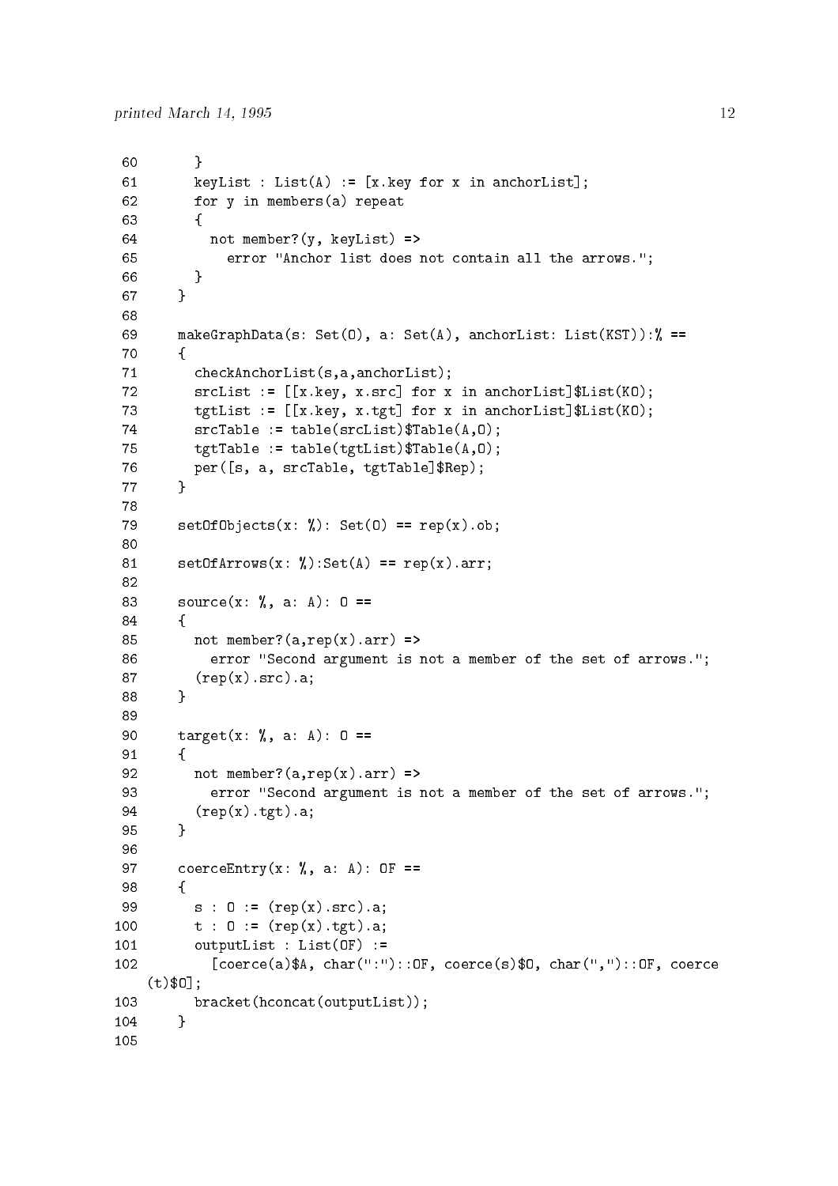```
60        }
61        keyList : List(A) := [x.key for x in anchorList];
62        for y in members(a) repeat
63        {
64          not member?(y, keyList) =>
65            error "Anchor list does not contain all the arrows.";
66        }
67      }
68
69      makeGraphData(s: Set(O), a: Set(A), anchorList: List(KST)):% ==
70      {
71        checkAnchorList(s,a,anchorList);
72        srcList := [[x.key, x.src] for x in anchorList]$List(KO);
73        tgtList := [[x.key, x.tgt] for x in anchorList]$List(KO);
74        srcTable := table(srcList)$Table(A,O);
75        tgtTable := table(tgtList)$Table(A,O);
76        per([s, a, srcTable, tgtTable]$Rep);
77      }
78
79      setOfObjects(x: %): Set(O) == rep(x).ob;
80
81      setOfArrows(x: %):Set(A) == rep(x).arr;
82
83      source(x: %, a: A): O ==
84      {
85        not member?(a,rep(x).arr) =>
86          error "Second argument is not a member of the set of arrows.";
87        (rep(x).src).a;
88      }
89
90      target(x: %, a: A): O ==
91      {
92        not member?(a,rep(x).arr) =>
93          error "Second argument is not a member of the set of arrows.";
94        (rep(x).tgt).a;
95      }
96
97      coerceEntry(x: %, a: A): OF ==
98      {
99        s : O := (rep(x).src).a;
100       t : O := (rep(x).tgt).a;
101       outputList : List(OF) :=
102         [coerce(a)$A, char(":")::OF, coerce(s)$O, char(",")::OF, coerce
    (t)$O];
103       bracket(hconcat(outputList));
104     }
105
```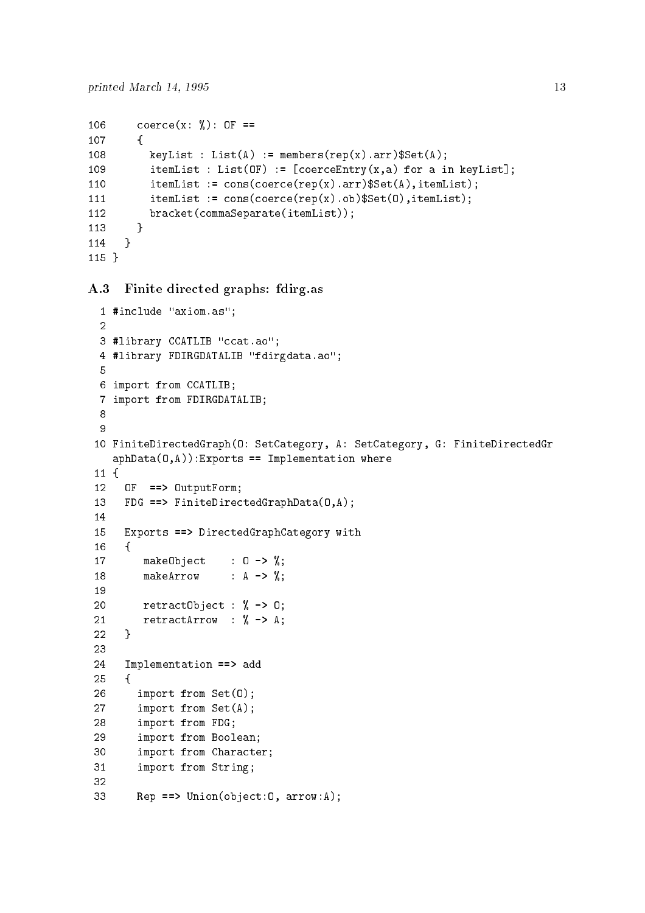```
106     coerce(x: %): OF ==
107     {
108       keyList : List(A) := members(rep(x).arr)$Set(A);
109       itemList : List(OF) := [coerceEntry(x,a) for a in keyList];
110       itemList := cons(coerce(rep(x).arr)$Set(A),itemList);
111       itemList := cons(coerce(rep(x).ob)$Set(O),itemList);
112       bracket(commaSeparate(itemList));
113     }
114   }
115 }
```

### A.3 Finite directed graphs: fdirg.as

```
  1 #include "axiom.as";
  2
  3 #library CCATLIB "ccat.ao";
  4 #library FDIRGDATALIB "fdirgdata.ao";
  5
  6 import from CCATLIB;
  7 import from FDIRGDATALIB;
  8
  9
 10 FiniteDirectedGraph(O: SetCategory, A: SetCategory, G: FiniteDirectedGr
    aphData(O,A)):Exports == Implementation where
 11 {
 12   OF  ==> OutputForm;
 13   FDG ==> FiniteDirectedGraphData(O,A);
 14
 15   Exports ==> DirectedGraphCategory with
 16   {
 17      makeObject    : O -> %;
 18      makeArrow     : A -> %;
 19
 20      retractObject : % -> O;
 21      retractArrow  : % -> A;
 22   }
 23
 24   Implementation ==> add
 25   {
 26     import from Set(O);
 27     import from Set(A);
 28     import from FDG;
 29     import from Boolean;
 30     import from Character;
 31     import from String;
 32
 33     Rep ==> Union(object:O, arrow:A);
```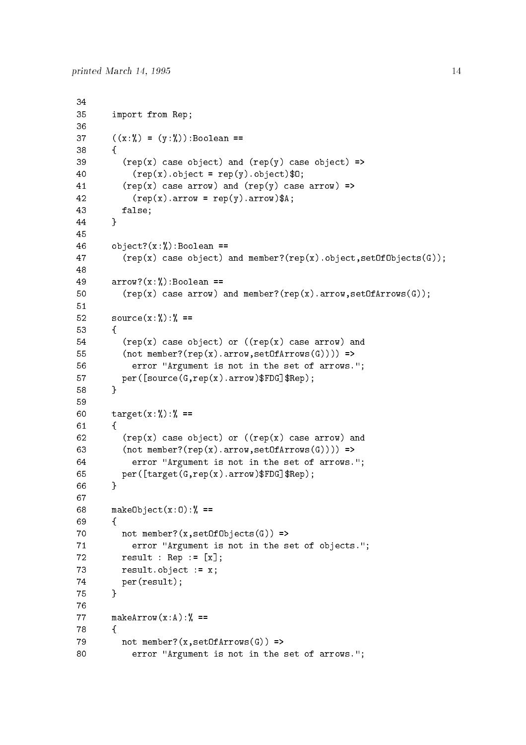```
34
35    import from Rep;
36
37    ((x:%) = (y:%)):Boolean ==
38    {
39      (rep(x) case object) and (rep(y) case object) =>
40        (rep(x).object = rep(y).object)$O;
41      (rep(x) case arrow) and (rep(y) case arrow) =>
42        (rep(x).arrow = rep(y).arrow)$A;
43      false;
44    }
45
46    object?(x:%):Boolean ==
47      (rep(x) case object) and member?(rep(x).object,setOfObjects(G));
48
49    arrow?(x:%):Boolean ==
50      (rep(x) case arrow) and member?(rep(x).arrow,setOfArrows(G));
51
52    source(x:%):% ==
53    {
54      (rep(x) case object) or ((rep(x) case arrow) and
55      (not member?(rep(x).arrow,setOfArrows(G)))) =>
56        error "Argument is not in the set of arrows.";
57      per([source(G,rep(x).arrow)$FDG]$Rep);
58    }
59
60    target(x:%):% ==
61    {
62      (rep(x) case object) or ((rep(x) case arrow) and
63      (not member?(rep(x).arrow,setOfArrows(G)))) =>
64        error "Argument is not in the set of arrows.";
65      per([target(G,rep(x).arrow)$FDG]$Rep);
66    }
67
68    makeObject(x:O):% ==
69    {
70      not member?(x,setOfObjects(G)) =>
71        error "Argument is not in the set of objects.";
72      result : Rep := [x];
73      result.object := x;
74      per(result);
75    }
76
77    makeArrow(x:A):% ==
78    {
79      not member?(x,setOfArrows(G)) =>
80        error "Argument is not in the set of arrows.";
```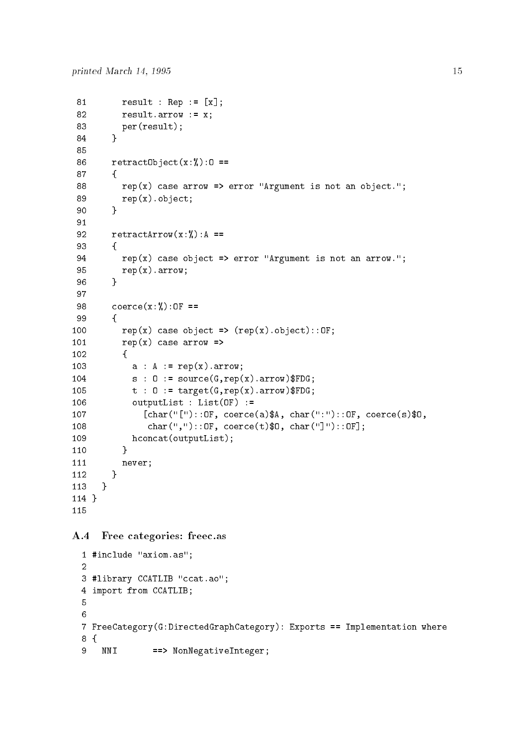```
 81       result : Rep := [x];
 82       result.arrow := x;
 83       per(result);
 84     }
 85
 86     retractObject(x:%):O ==
 87     {
 88       rep(x) case arrow => error "Argument is not an object.";
 89       rep(x).object;
 90     }
 91
 92     retractArrow(x:%):A ==
 93     {
 94       rep(x) case object => error "Argument is not an arrow.";
 95       rep(x).arrow;
 96     }
 97
 98     coerce(x:%):OF ==
 99     {
100       rep(x) case object => (rep(x).object)::OF;
101       rep(x) case arrow =>
102       {
103         a : A := rep(x).arrow;
104         s : O := source(G,rep(x).arrow)$FDG;
105         t : O := target(G,rep(x).arrow)$FDG;
106         outputList : List(OF) :=
107           [char("[")::OF, coerce(a)$A, char(":")::OF, coerce(s)$O,
108            char(",")::OF, coerce(t)$O, char("]")::OF];
109         hconcat(outputList);
110       }
111       never;
112     }
113   }
114 }
115
```

### A.4 Free categories: freec.as

```
  1 #include "axiom.as";
  2
  3 #library CCATLIB "ccat.ao";
  4 import from CCATLIB;
  5
  6
  7 FreeCategory(G:DirectedGraphCategory): Exports == Implementation where
  8 {
  9   NNI       ==> NonNegativeInteger;
```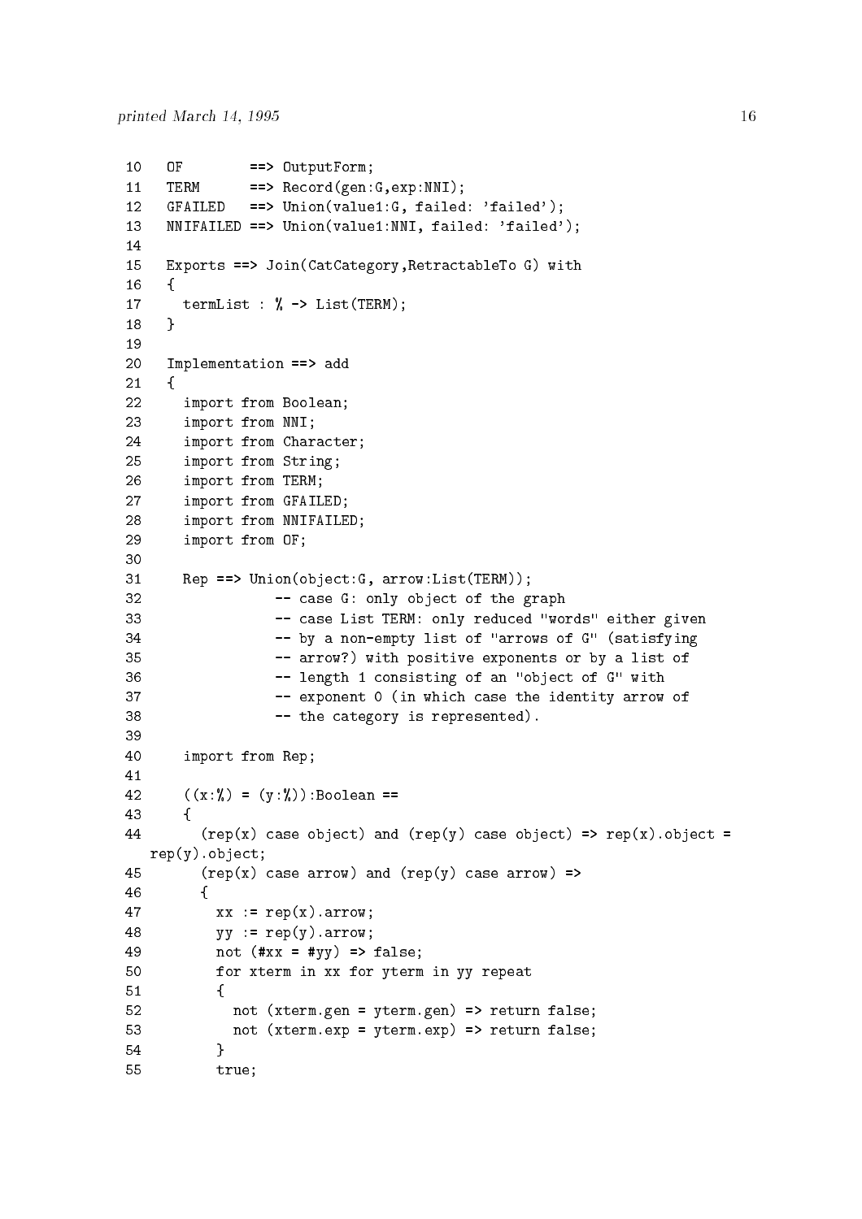```
10   OF        ==> OutputForm;
11   TERM      ==> Record(gen:G,exp:NNI);
12   GFAILED   ==> Union(value1:G, failed: 'failed');
13   NNIFAILED ==> Union(value1:NNI, failed: 'failed');
14
15   Exports ==> Join(CatCategory,RetractableTo G) with
16   {
17     termList : % -> List(TERM);
18   }
19
20   Implementation ==> add
21   {
22     import from Boolean;
23     import from NNI;
24     import from Character;
25     import from String;
26     import from TERM;
27     import from GFAILED;
28     import from NNIFAILED;
29     import from OF;
30
31     Rep ==> Union(object:G, arrow:List(TERM));
32               -- case G: only object of the graph
33               -- case List TERM: only reduced "words" either given
34               -- by a non-empty list of "arrows of G" (satisfying
35               -- arrow?) with positive exponents or by a list of
36               -- length 1 consisting of an "object of G" with
37               -- exponent 0 (in which case the identity arrow of
38               -- the category is represented).
39
40     import from Rep;
41
42     ((x:%) = (y:%)):Boolean ==
43     {
44       (rep(x) case object) and (rep(y) case object) => rep(x).object =
   rep(y).object;
45       (rep(x) case arrow) and (rep(y) case arrow) =>
46       {
47         xx := rep(x).arrow;
48         yy := rep(y).arrow;
49         not (#xx = #yy) => false;
50         for xterm in xx for yterm in yy repeat
51         {
52           not (xterm.gen = yterm.gen) => return false;
53           not (xterm.exp = yterm.exp) => return false;
54         }
55         true;
```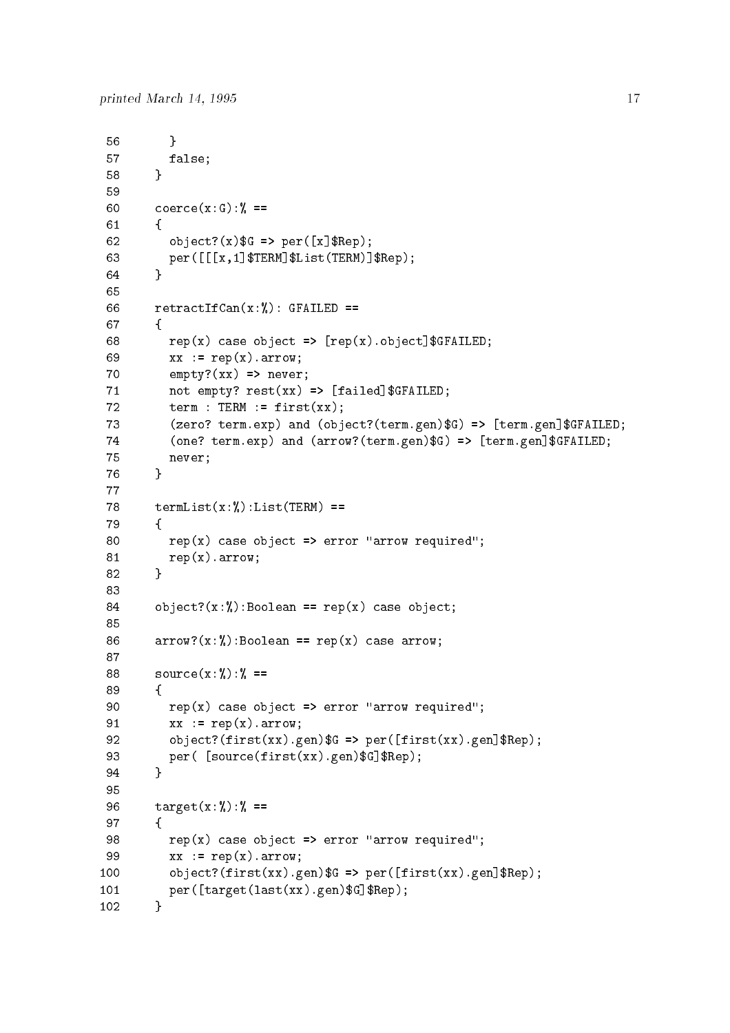```
56      }
57      false;
58    }
59
60    coerce(x:G):% ==
61    {
62      object?(x)$G => per([x]$Rep);
63      per([[[x,1]$TERM]$List(TERM)]$Rep);
64    }
65
66    retractIfCan(x:%): GFAILED ==
67    {
68      rep(x) case object => [rep(x).object]$GFAILED;
69      xx := rep(x).arrow;
70      empty?(xx) => never;
71      not empty? rest(xx) => [failed]$GFAILED;
72      term : TERM := first(xx);
73      (zero? term.exp) and (object?(term.gen)$G) => [term.gen]$GFAILED;
74      (one? term.exp) and (arrow?(term.gen)$G) => [term.gen]$GFAILED;
75      never;
76    }
77
78    termList(x:%):List(TERM) ==
79    {
80      rep(x) case object => error "arrow required";
81      rep(x).arrow;
82    }
83
84    object?(x:%):Boolean == rep(x) case object;
85
86    arrow?(x:%):Boolean == rep(x) case arrow;
87
88    source(x:%):% ==
89    {
90      rep(x) case object => error "arrow required";
91      xx := rep(x).arrow;
92      object?(first(xx).gen)$G => per([first(xx).gen]$Rep);
93      per( [source(first(xx).gen)$G]$Rep);
94    }
95
96    target(x:%):% ==
97    {
98      rep(x) case object => error "arrow required";
99      xx := rep(x).arrow;
100     object?(first(xx).gen)$G => per([first(xx).gen]$Rep);
101     per([target(last(xx).gen)$G]$Rep);
102   }
```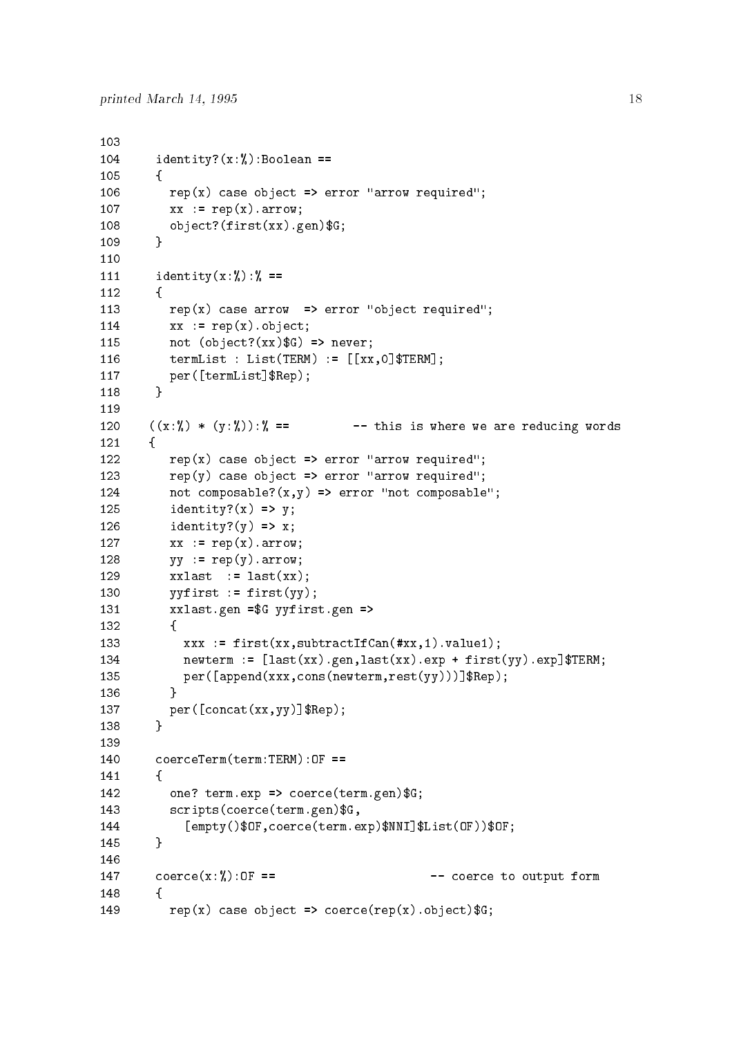```
103
104     identity?(x:%):Boolean ==
105     {
106       rep(x) case object => error "arrow required";
107       xx := rep(x).arrow;
108       object?(first(xx).gen)$G;
109     }
110
111     identity(x:%):% ==
112     {
113       rep(x) case arrow  => error "object required";
114       xx := rep(x).object;
115       not (object?(xx)$G) => never;
116       termList : List(TERM) := [[xx,0]$TERM];
117       per([termList]$Rep);
118     }
119
120    ((x:%) * (y:%)):% ==         -- this is where we are reducing words
121    {
122       rep(x) case object => error "arrow required";
123       rep(y) case object => error "arrow required";
124       not composable?(x,y) => error "not composable";
125       identity?(x) => y;
126       identity?(y) => x;
127       xx := rep(x).arrow;
128       yy := rep(y).arrow;
129       xxlast  := last(xx);
130       yyfirst := first(yy);
131       xxlast.gen =$G yyfirst.gen =>
132       {
133         xxx := first(xx,subtractIfCan(#xx,1).value1);
134         newterm := [last(xx).gen,last(xx).exp + first(yy).exp]$TERM;
135         per([append(xxx,cons(newterm,rest(yy)))]$Rep);
136       }
137       per([concat(xx,yy)]$Rep);
138     }
139
140     coerceTerm(term:TERM):OF ==
141     {
142       one? term.exp => coerce(term.gen)$G;
143       scripts(coerce(term.gen)$G,
144         [empty()$OF,coerce(term.exp)$NNI]$List(OF))$OF;
145     }
146
147     coerce(x:%):OF ==                       -- coerce to output form
148     {
149       rep(x) case object => coerce(rep(x).object)$G;
```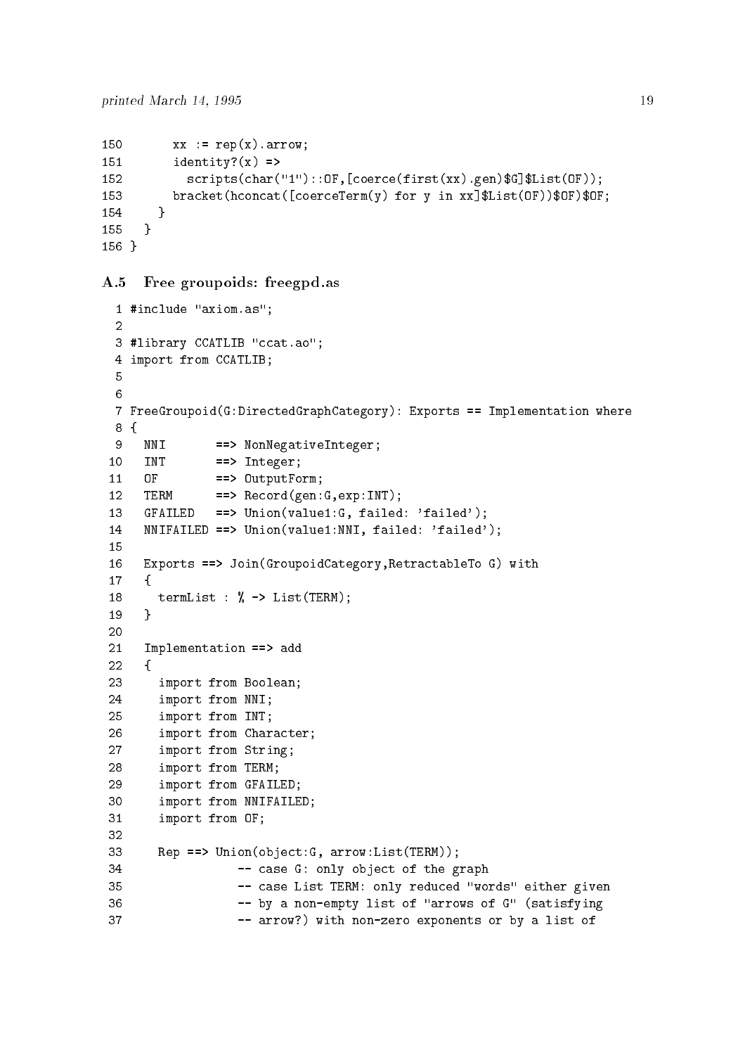```
150       xx := rep(x).arrow;
151       identity?(x) =>
152         scripts(char("1")::OF,[coerce(first(xx).gen)$G]$List(OF));
153       bracket(hconcat([coerceTerm(y) for y in xx]$List(OF))$OF)$OF;
154     }
155   }
156 }
```

### A.5 Free groupoids: freegpd.as

```
 1 #include "axiom.as";
 2
 3 #library CCATLIB "ccat.ao";
 4 import from CCATLIB;
 5
 6
 7 FreeGroupoid(G:DirectedGraphCategory): Exports == Implementation where
 8 {
 9   NNI       ==> NonNegativeInteger;
10   INT       ==> Integer;
11   OF        ==> OutputForm;
12   TERM      ==> Record(gen:G,exp:INT);
13   GFAILED   ==> Union(value1:G, failed: 'failed');
14   NNIFAILED ==> Union(value1:NNI, failed: 'failed');
15
16   Exports ==> Join(GroupoidCategory,RetractableTo G) with
17   {
18     termList : % -> List(TERM);
19   }
20
21   Implementation ==> add
22   {
23     import from Boolean;
24     import from NNI;
25     import from INT;
26     import from Character;
27     import from String;
28     import from TERM;
29     import from GFAILED;
30     import from NNIFAILED;
31     import from OF;
32
33     Rep ==> Union(object:G, arrow:List(TERM));
34               -- case G: only object of the graph
35               -- case List TERM: only reduced "words" either given
36               -- by a non-empty list of "arrows of G" (satisfying
37               -- arrow?) with non-zero exponents or by a list of
```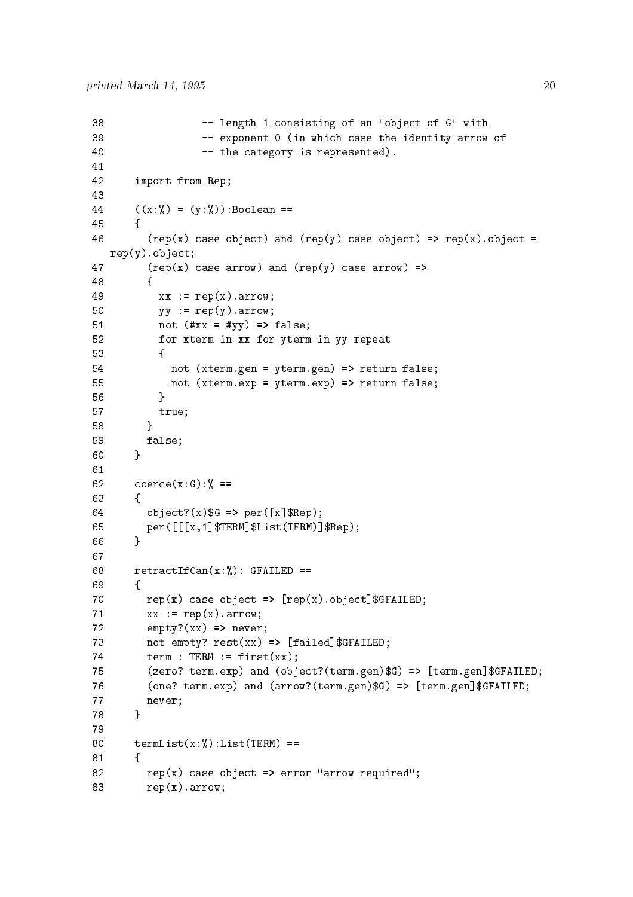```
38              -- length 1 consisting of an "object of G" with
39              -- exponent 0 (in which case the identity arrow of
40              -- the category is represented).
41
42    import from Rep;
43
44    ((x:%) = (y:%)):Boolean ==
45    {
46      (rep(x) case object) and (rep(y) case object) => rep(x).object =
  rep(y).object;
47      (rep(x) case arrow) and (rep(y) case arrow) =>
48      {
49        xx := rep(x).arrow;
50        yy := rep(y).arrow;
51        not (#xx = #yy) => false;
52        for xterm in xx for yterm in yy repeat
53        {
54          not (xterm.gen = yterm.gen) => return false;
55          not (xterm.exp = yterm.exp) => return false;
56        }
57        true;
58      }
59      false;
60    }
61
62    coerce(x:G):% ==
63    {
64      object?(x)$G => per([x]$Rep);
65      per([[[x,1]$TERM]$List(TERM)]$Rep);
66    }
67
68    retractIfCan(x:%): GFAILED ==
69    {
70      rep(x) case object => [rep(x).object]$GFAILED;
71      xx := rep(x).arrow;
72      empty?(xx) => never;
73      not empty? rest(xx) => [failed]$GFAILED;
74      term : TERM := first(xx);
75      (zero? term.exp) and (object?(term.gen)$G) => [term.gen]$GFAILED;
76      (one? term.exp) and (arrow?(term.gen)$G) => [term.gen]$GFAILED;
77      never;
78    }
79
80    termList(x:%):List(TERM) ==
81    {
82      rep(x) case object => error "arrow required";
83      rep(x).arrow;
```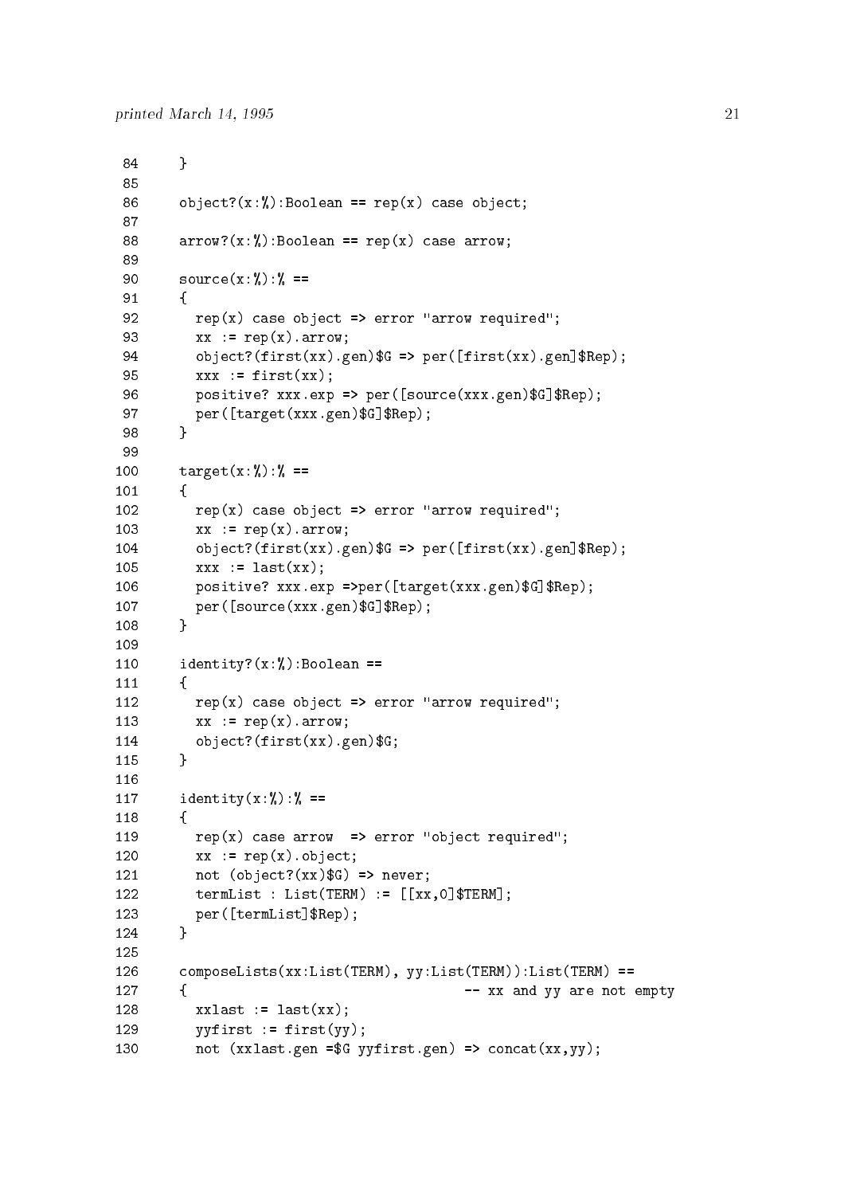```
 84     }
 85
 86     object?(x:%):Boolean == rep(x) case object;
 87
 88     arrow?(x:%):Boolean == rep(x) case arrow;
 89
 90     source(x:%):% ==
 91     {
 92       rep(x) case object => error "arrow required";
 93       xx := rep(x).arrow;
 94       object?(first(xx).gen)$G => per([first(xx).gen]$Rep);
 95       xxx := first(xx);
 96       positive? xxx.exp => per([source(xxx.gen)$G]$Rep);
 97       per([target(xxx.gen)$G]$Rep);
 98     }
 99
100     target(x:%):% ==
101     {
102       rep(x) case object => error "arrow required";
103       xx := rep(x).arrow;
104       object?(first(xx).gen)$G => per([first(xx).gen]$Rep);
105       xxx := last(xx);
106       positive? xxx.exp =>per([target(xxx.gen)$G]$Rep);
107       per([source(xxx.gen)$G]$Rep);
108     }
109
110     identity?(x:%):Boolean ==
111     {
112       rep(x) case object => error "arrow required";
113       xx := rep(x).arrow;
114       object?(first(xx).gen)$G;
115     }
116
117     identity(x:%):% ==
118     {
119       rep(x) case arrow  => error "object required";
120       xx := rep(x).object;
121       not (object?(xx)$G) => never;
122       termList : List(TERM) := [[xx,0]$TERM];
123       per([termList]$Rep);
124     }
125
126     composeLists(xx:List(TERM), yy:List(TERM)):List(TERM) ==
127     {                                  -- xx and yy are not empty
128       xxlast := last(xx);
129       yyfirst := first(yy);
130       not (xxlast.gen =$G yyfirst.gen) => concat(xx,yy);
```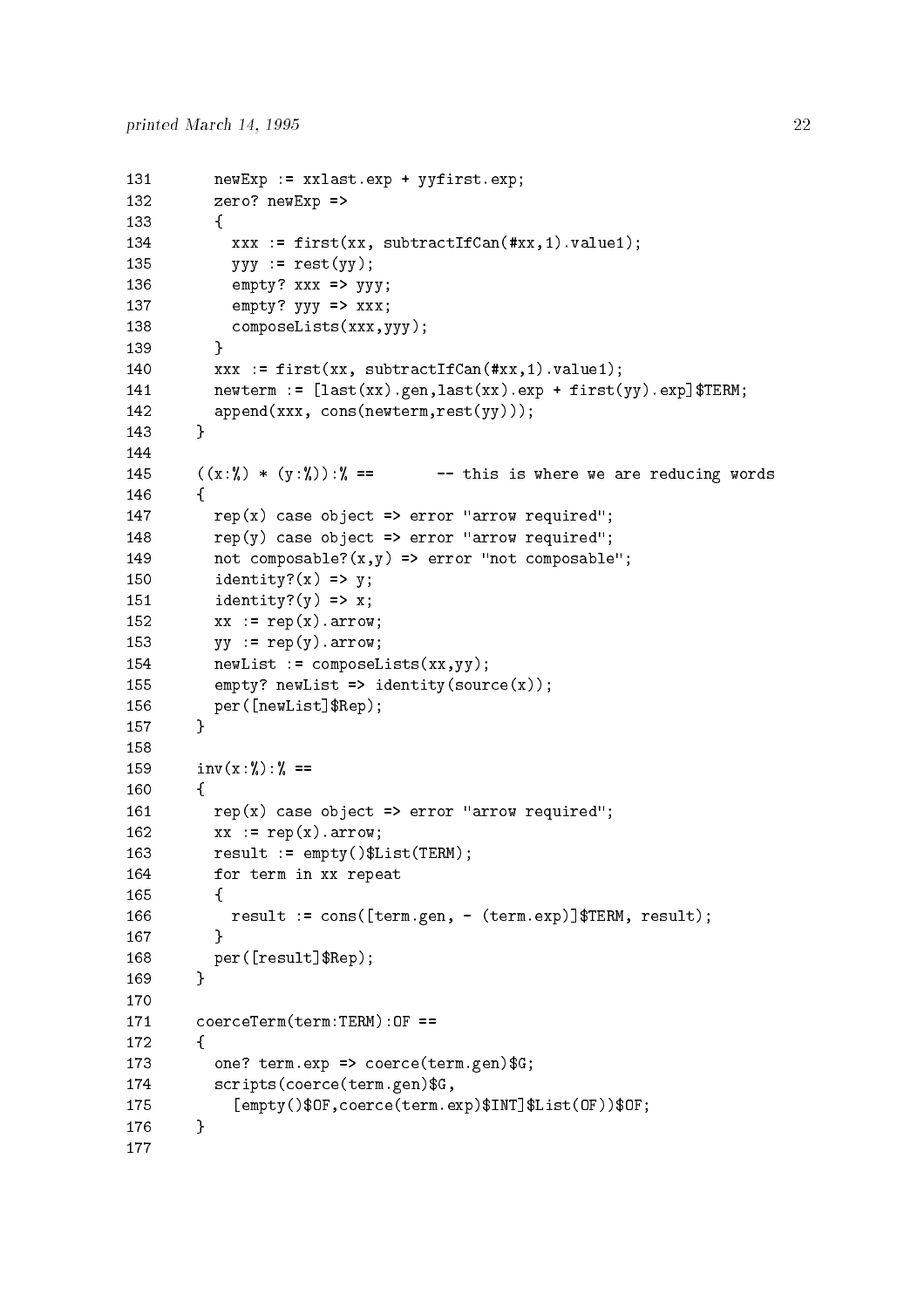```
131       newExp := xxlast.exp + yyfirst.exp;
132       zero? newExp =>
133       {
134         xxx := first(xx, subtractIfCan(#xx,1).value1);
135         yyy := rest(yy);
136         empty? xxx => yyy;
137         empty? yyy => xxx;
138         composeLists(xxx,yyy);
139       }
140       xxx := first(xx, subtractIfCan(#xx,1).value1);
141       newterm := [last(xx).gen,last(xx).exp + first(yy).exp]$TERM;
142       append(xxx, cons(newterm,rest(yy)));
143     }
144
145     ((x:%) * (y:%)):% ==        -- this is where we are reducing words
146     {
147       rep(x) case object => error "arrow required";
148       rep(y) case object => error "arrow required";
149       not composable?(x,y) => error "not composable";
150       identity?(x) => y;
151       identity?(y) => x;
152       xx := rep(x).arrow;
153       yy := rep(y).arrow;
154       newList := composeLists(xx,yy);
155       empty? newList => identity(source(x));
156       per([newList]$Rep);
157     }
158
159     inv(x:%):% ==
160     {
161       rep(x) case object => error "arrow required";
162       xx := rep(x).arrow;
163       result := empty()$List(TERM);
164       for term in xx repeat
165       {
166         result := cons([term.gen, - (term.exp)]$TERM, result);
167       }
168       per([result]$Rep);
169     }
170
171     coerceTerm(term:TERM):OF ==
172     {
173       one? term.exp => coerce(term.gen)$G;
174       scripts(coerce(term.gen)$G,
175         [empty()$OF,coerce(term.exp)$INT]$List(OF))$OF;
176     }
177
```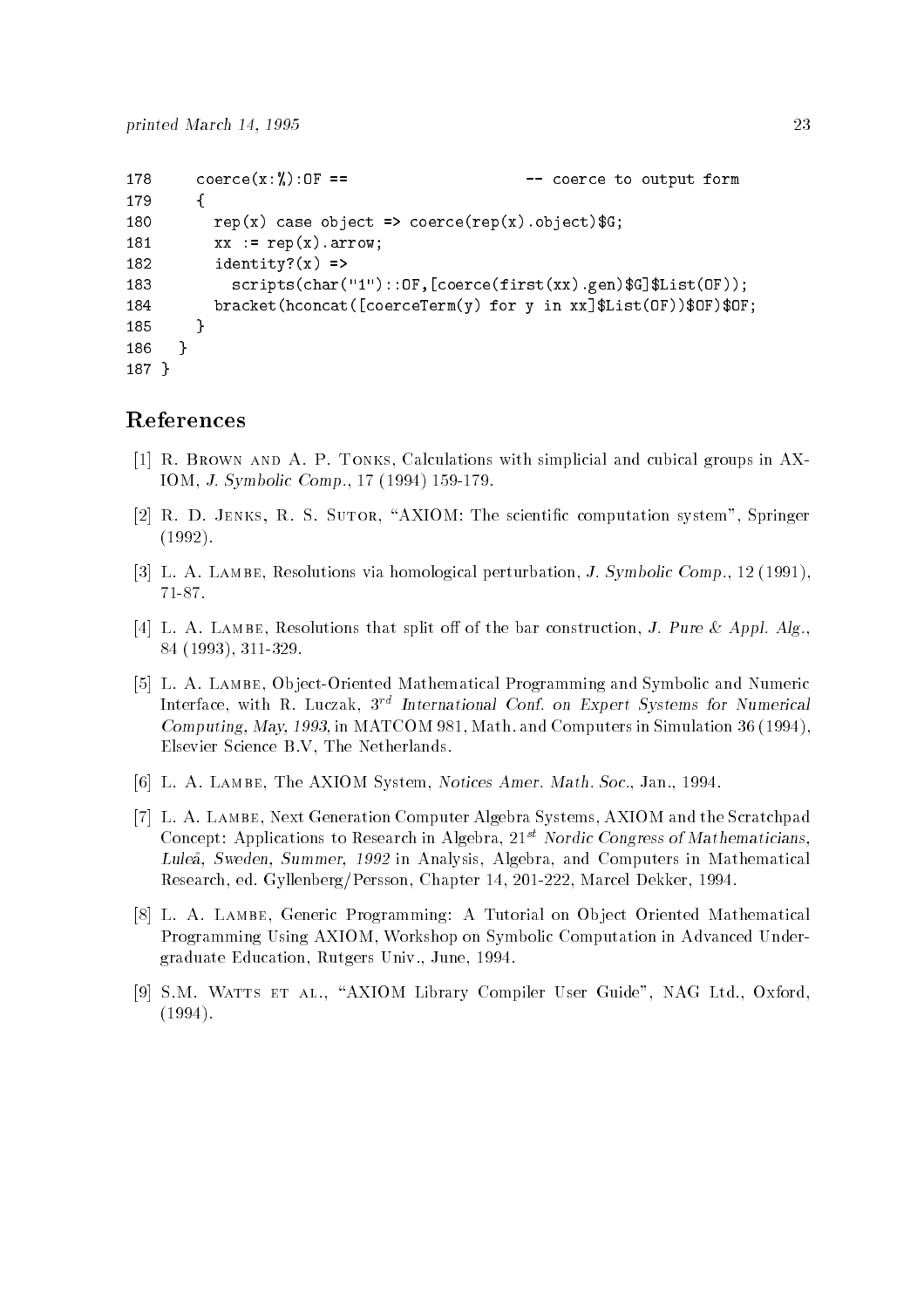```
178     coerce(x:%):OF ==                       -- coerce to output form
179     {
180       rep(x) case object => coerce(rep(x).object)$G;
181       xx := rep(x).arrow;
182       identity?(x) =>
183         scripts(char("1")::OF,[coerce(first(xx).gen)$G]$List(OF));
184       bracket(hconcat([coerceTerm(y) for y in xx]$List(OF))$OF)$OF;
185     }
186   }
187 }
```

## References

[1] R. Brown and A. P. Tonks, Calculations with simplicial and cubical groups in AXIOM, *J. Symbolic Comp.*, 17 (1994) 159-179.

[2] R. D. Jenks, R. S. Sutor, "AXIOM: The scientific computation system", Springer (1992).

[3] L. A. Lambe, Resolutions via homological perturbation, *J. Symbolic Comp.*, 12 (1991), 71-87.

[4] L. A. Lambe, Resolutions that split off of the bar construction, *J. Pure & Appl. Alg.*, 84 (1993), 311-329.

[5] L. A. Lambe, Object-Oriented Mathematical Programming and Symbolic and Numeric Interface, with R. Luczak, *3rd International Conf. on Expert Systems for Numerical Computing, May, 1993*, in MATCOM 981, Math. and Computers in Simulation 36 (1994), Elsevier Science B.V, The Netherlands.

[6] L. A. Lambe, The AXIOM System, *Notices Amer. Math. Soc.*, Jan., 1994.

[7] L. A. Lambe, Next Generation Computer Algebra Systems, AXIOM and the Scratchpad Concept: Applications to Research in Algebra, *21st Nordic Congress of Mathematicians, Luleå, Sweden, Summer, 1992* in Analysis, Algebra, and Computers in Mathematical Research, ed. Gyllenberg/Persson, Chapter 14, 201-222, Marcel Dekker, 1994.

[8] L. A. Lambe, Generic Programming: A Tutorial on Object Oriented Mathematical Programming Using AXIOM, Workshop on Symbolic Computation in Advanced Undergraduate Education, Rutgers Univ., June, 1994.

[9] S.M. Watts et al., "AXIOM Library Compiler User Guide", NAG Ltd., Oxford, (1994).